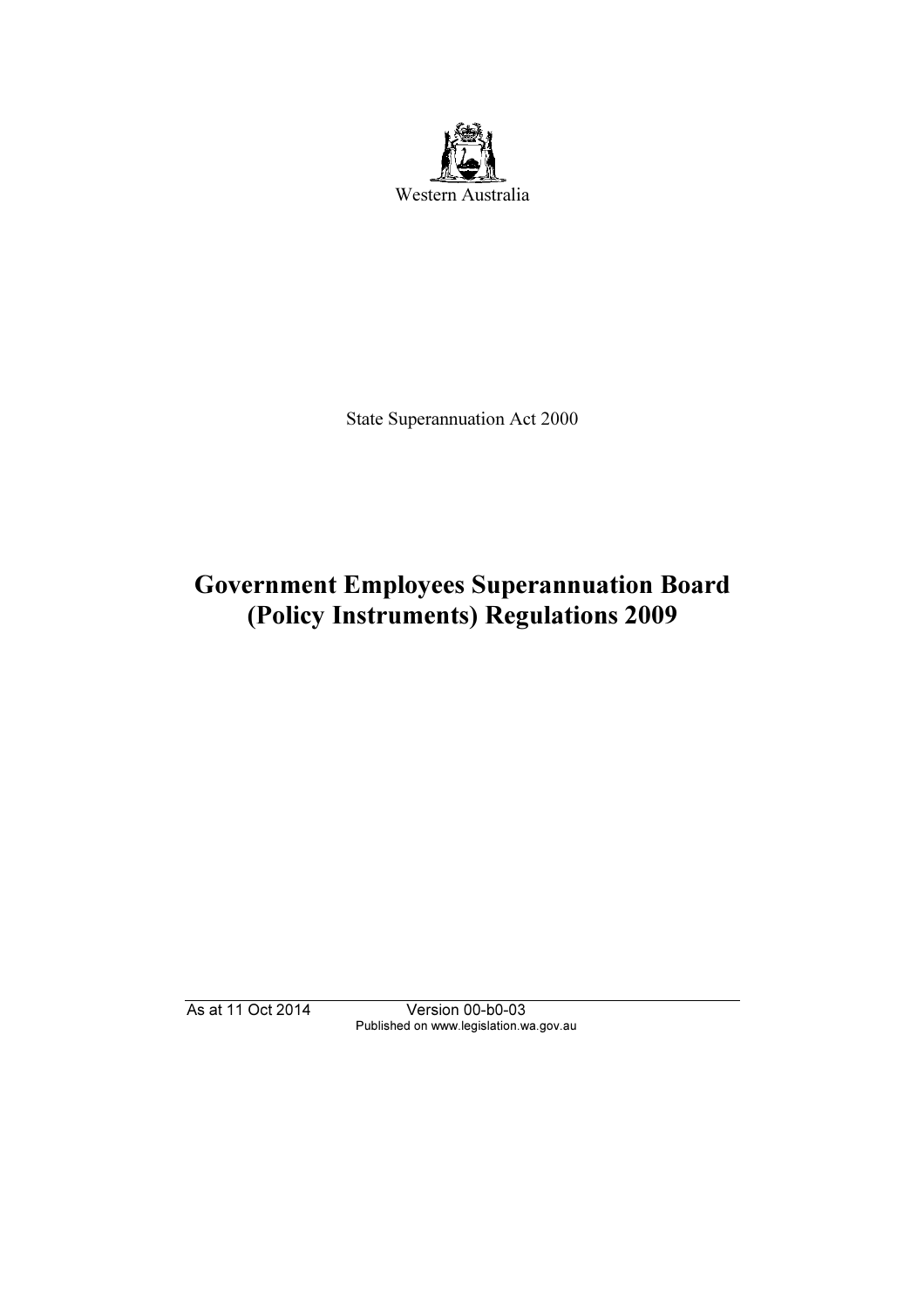Western Australia

State Superannuation Act 2000

# Government Employees Superannuation Board (Policy Instruments) Regulations 2009

As at 11 Oct 2014 Version 00-b0-03
Published on www.legislation.wa.gov.au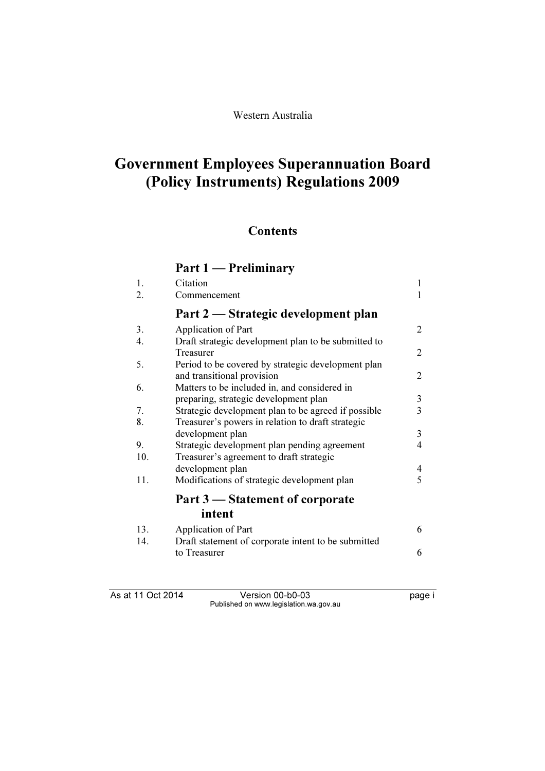Western Australia

# Government Employees Superannuation Board (Policy Instruments) Regulations 2009

## Contents

### Part 1 — Preliminary

| | | |
|---|---|---|
| 1. | Citation | 1 |
| 2. | Commencement | 1 |

### Part 2 — Strategic development plan

| | | |
|---|---|---|
| 3. | Application of Part | 2 |
| 4. | Draft strategic development plan to be submitted to Treasurer | 2 |
| 5. | Period to be covered by strategic development plan and transitional provision | 2 |
| 6. | Matters to be included in, and considered in preparing, strategic development plan | 3 |
| 7. | Strategic development plan to be agreed if possible | 3 |
| 8. | Treasurer's powers in relation to draft strategic development plan | 3 |
| 9. | Strategic development plan pending agreement | 4 |
| 10. | Treasurer's agreement to draft strategic development plan | 4 |
| 11. | Modifications of strategic development plan | 5 |

### Part 3 — Statement of corporate intent

| | | |
|---|---|---|
| 13. | Application of Part | 6 |
| 14. | Draft statement of corporate intent to be submitted to Treasurer | 6 |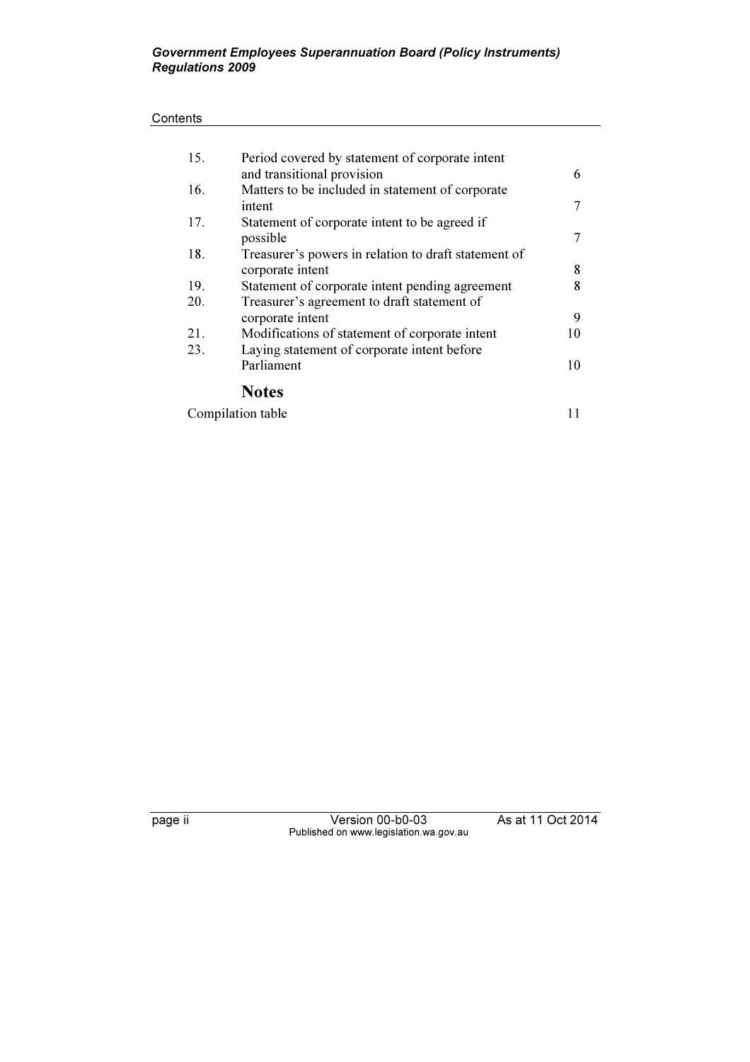Contents

| | | |
|---|---|---|
| 15. | Period covered by statement of corporate intent and transitional provision | 6 |
| 16. | Matters to be included in statement of corporate intent | 7 |
| 17. | Statement of corporate intent to be agreed if possible | 7 |
| 18. | Treasurer's powers in relation to draft statement of corporate intent | 8 |
| 19. | Statement of corporate intent pending agreement | 8 |
| 20. | Treasurer's agreement to draft statement of corporate intent | 9 |
| 21. | Modifications of statement of corporate intent | 10 |
| 23. | Laying statement of corporate intent before Parliament | 10 |

## Notes

| | |
|---|---|
| Compilation table | 11 |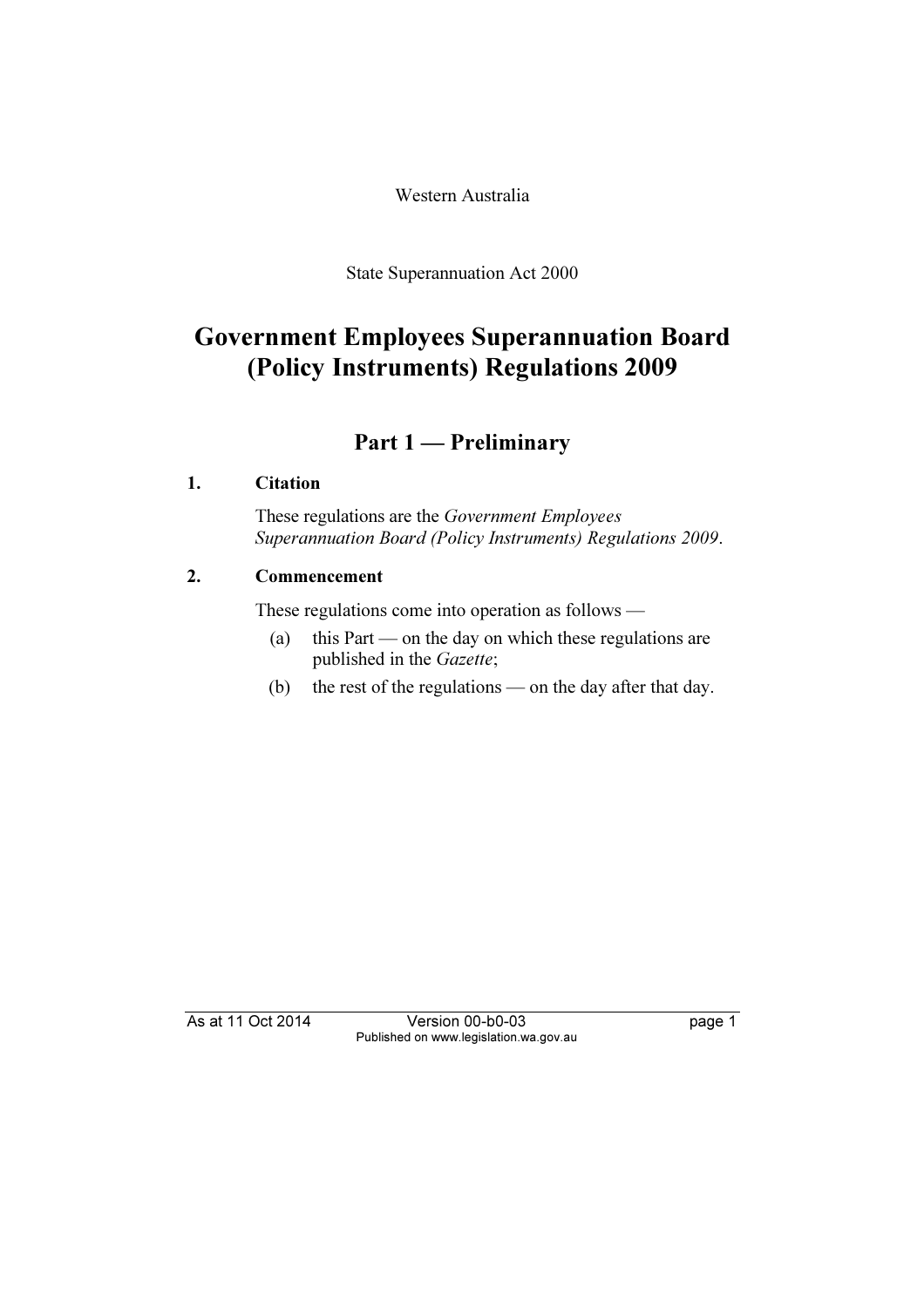Western Australia

State Superannuation Act 2000

# Government Employees Superannuation Board (Policy Instruments) Regulations 2009

## Part 1 — Preliminary

### 1. Citation

These regulations are the *Government Employees Superannuation Board (Policy Instruments) Regulations 2009*.

### 2. Commencement

These regulations come into operation as follows —

(a) this Part — on the day on which these regulations are published in the *Gazette*;

(b) the rest of the regulations — on the day after that day.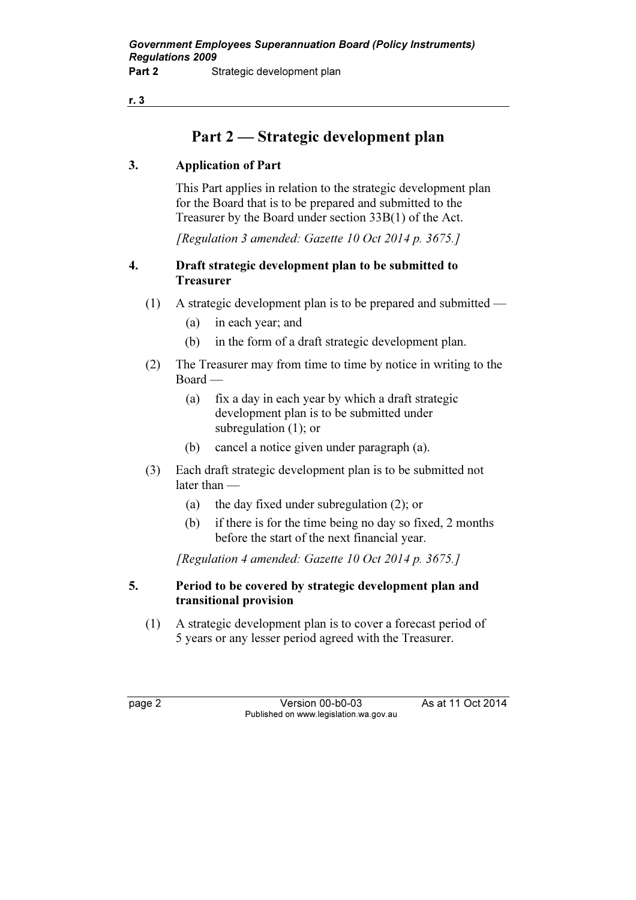## Part 2 — Strategic development plan

### 3. Application of Part

This Part applies in relation to the strategic development plan for the Board that is to be prepared and submitted to the Treasurer by the Board under section 33B(1) of the Act.

*[Regulation 3 amended: Gazette 10 Oct 2014 p. 3675.]*

### 4. Draft strategic development plan to be submitted to Treasurer

(1) A strategic development plan is to be prepared and submitted —

- (a) in each year; and
- (b) in the form of a draft strategic development plan.

(2) The Treasurer may from time to time by notice in writing to the Board —

- (a) fix a day in each year by which a draft strategic development plan is to be submitted under subregulation (1); or
- (b) cancel a notice given under paragraph (a).

(3) Each draft strategic development plan is to be submitted not later than —

- (a) the day fixed under subregulation (2); or
- (b) if there is for the time being no day so fixed, 2 months before the start of the next financial year.

*[Regulation 4 amended: Gazette 10 Oct 2014 p. 3675.]*

### 5. Period to be covered by strategic development plan and transitional provision

(1) A strategic development plan is to cover a forecast period of 5 years or any lesser period agreed with the Treasurer.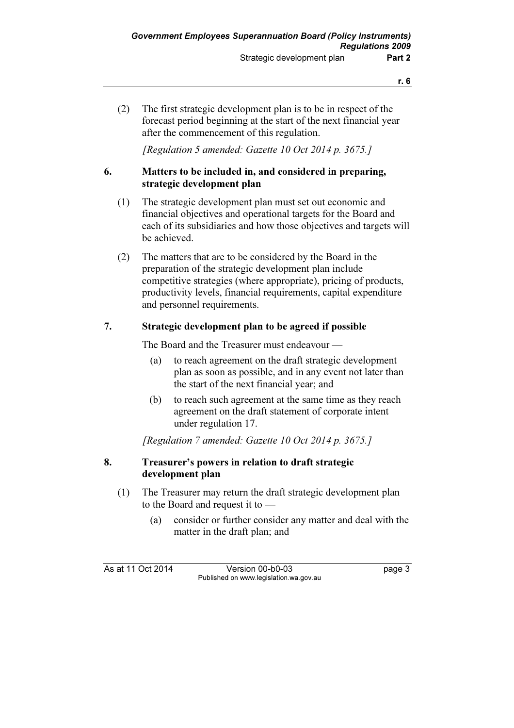(2) The first strategic development plan is to be in respect of the forecast period beginning at the start of the next financial year after the commencement of this regulation.

*[Regulation 5 amended: Gazette 10 Oct 2014 p. 3675.]*

### 6. Matters to be included in, and considered in preparing, strategic development plan

(1) The strategic development plan must set out economic and financial objectives and operational targets for the Board and each of its subsidiaries and how those objectives and targets will be achieved.

(2) The matters that are to be considered by the Board in the preparation of the strategic development plan include competitive strategies (where appropriate), pricing of products, productivity levels, financial requirements, capital expenditure and personnel requirements.

### 7. Strategic development plan to be agreed if possible

The Board and the Treasurer must endeavour —

(a) to reach agreement on the draft strategic development plan as soon as possible, and in any event not later than the start of the next financial year; and

(b) to reach such agreement at the same time as they reach agreement on the draft statement of corporate intent under regulation 17.

*[Regulation 7 amended: Gazette 10 Oct 2014 p. 3675.]*

### 8. Treasurer's powers in relation to draft strategic development plan

(1) The Treasurer may return the draft strategic development plan to the Board and request it to —

(a) consider or further consider any matter and deal with the matter in the draft plan; and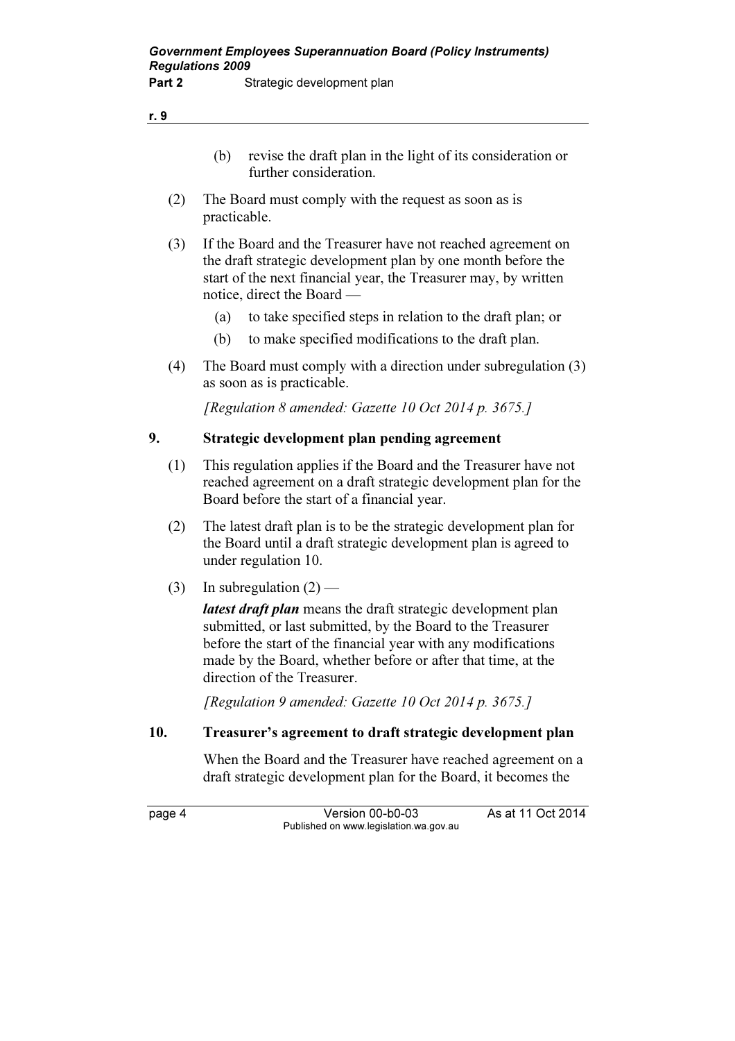(b) revise the draft plan in the light of its consideration or further consideration.

(2) The Board must comply with the request as soon as is practicable.

(3) If the Board and the Treasurer have not reached agreement on the draft strategic development plan by one month before the start of the next financial year, the Treasurer may, by written notice, direct the Board —

(a) to take specified steps in relation to the draft plan; or

(b) to make specified modifications to the draft plan.

(4) The Board must comply with a direction under subregulation (3) as soon as is practicable.

*[Regulation 8 amended: Gazette 10 Oct 2014 p. 3675.]*

## 9. Strategic development plan pending agreement

(1) This regulation applies if the Board and the Treasurer have not reached agreement on a draft strategic development plan for the Board before the start of a financial year.

(2) The latest draft plan is to be the strategic development plan for the Board until a draft strategic development plan is agreed to under regulation 10.

(3) In subregulation (2) —

***latest draft plan*** means the draft strategic development plan submitted, or last submitted, by the Board to the Treasurer before the start of the financial year with any modifications made by the Board, whether before or after that time, at the direction of the Treasurer.

*[Regulation 9 amended: Gazette 10 Oct 2014 p. 3675.]*

## 10. Treasurer's agreement to draft strategic development plan

When the Board and the Treasurer have reached agreement on a draft strategic development plan for the Board, it becomes the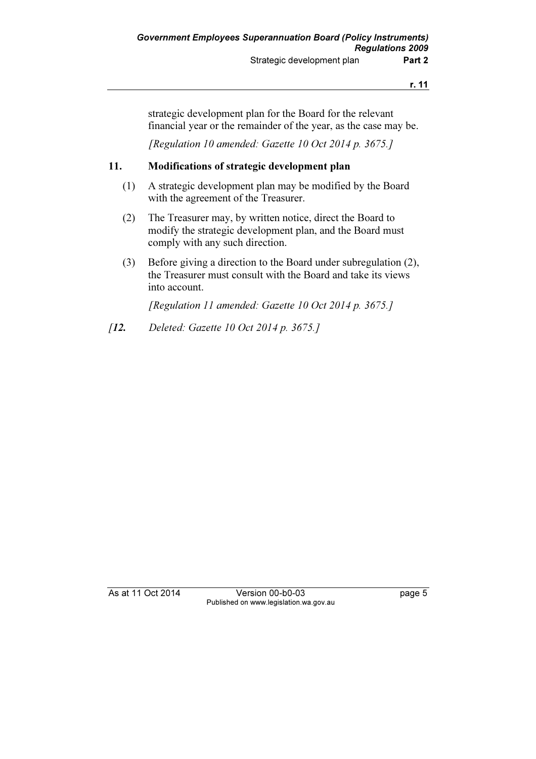strategic development plan for the Board for the relevant financial year or the remainder of the year, as the case may be.

*[Regulation 10 amended: Gazette 10 Oct 2014 p. 3675.]*

### 11. Modifications of strategic development plan

(1) A strategic development plan may be modified by the Board with the agreement of the Treasurer.

(2) The Treasurer may, by written notice, direct the Board to modify the strategic development plan, and the Board must comply with any such direction.

(3) Before giving a direction to the Board under subregulation (2), the Treasurer must consult with the Board and take its views into account.

*[Regulation 11 amended: Gazette 10 Oct 2014 p. 3675.]*

*[**12.** Deleted: Gazette 10 Oct 2014 p. 3675.]*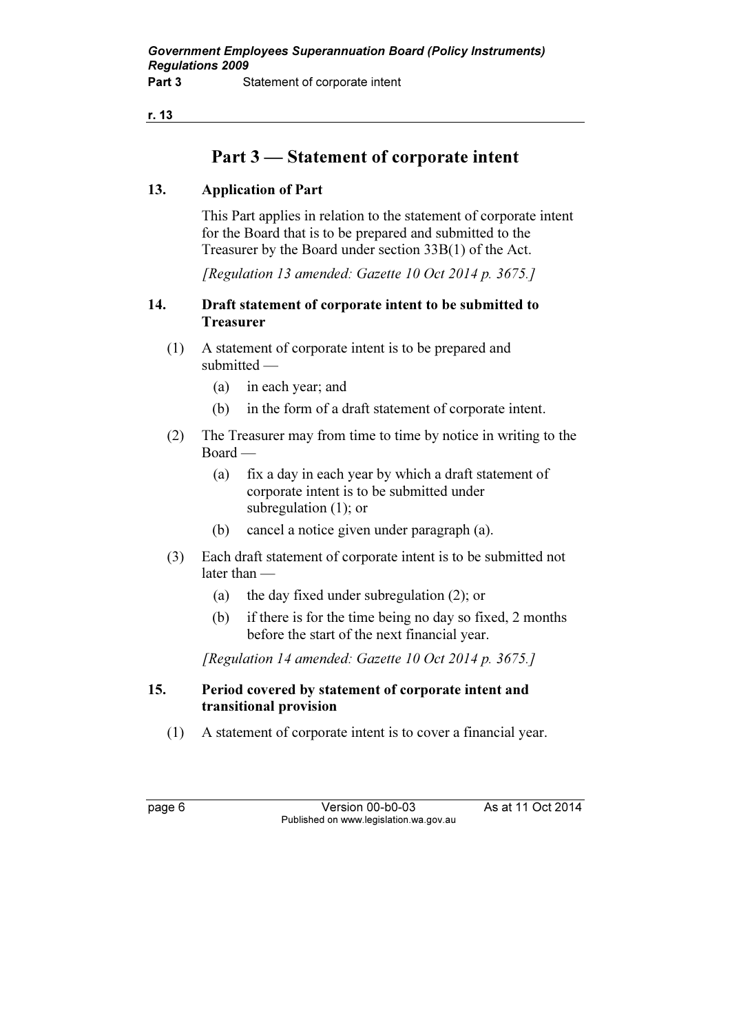# Part 3 — Statement of corporate intent

### 13. Application of Part

This Part applies in relation to the statement of corporate intent for the Board that is to be prepared and submitted to the Treasurer by the Board under section 33B(1) of the Act.

*[Regulation 13 amended: Gazette 10 Oct 2014 p. 3675.]*

### 14. Draft statement of corporate intent to be submitted to Treasurer

(1) A statement of corporate intent is to be prepared and submitted —

(a) in each year; and

(b) in the form of a draft statement of corporate intent.

(2) The Treasurer may from time to time by notice in writing to the Board —

(a) fix a day in each year by which a draft statement of corporate intent is to be submitted under subregulation (1); or

(b) cancel a notice given under paragraph (a).

(3) Each draft statement of corporate intent is to be submitted not later than —

(a) the day fixed under subregulation (2); or

(b) if there is for the time being no day so fixed, 2 months before the start of the next financial year.

*[Regulation 14 amended: Gazette 10 Oct 2014 p. 3675.]*

### 15. Period covered by statement of corporate intent and transitional provision

(1) A statement of corporate intent is to cover a financial year.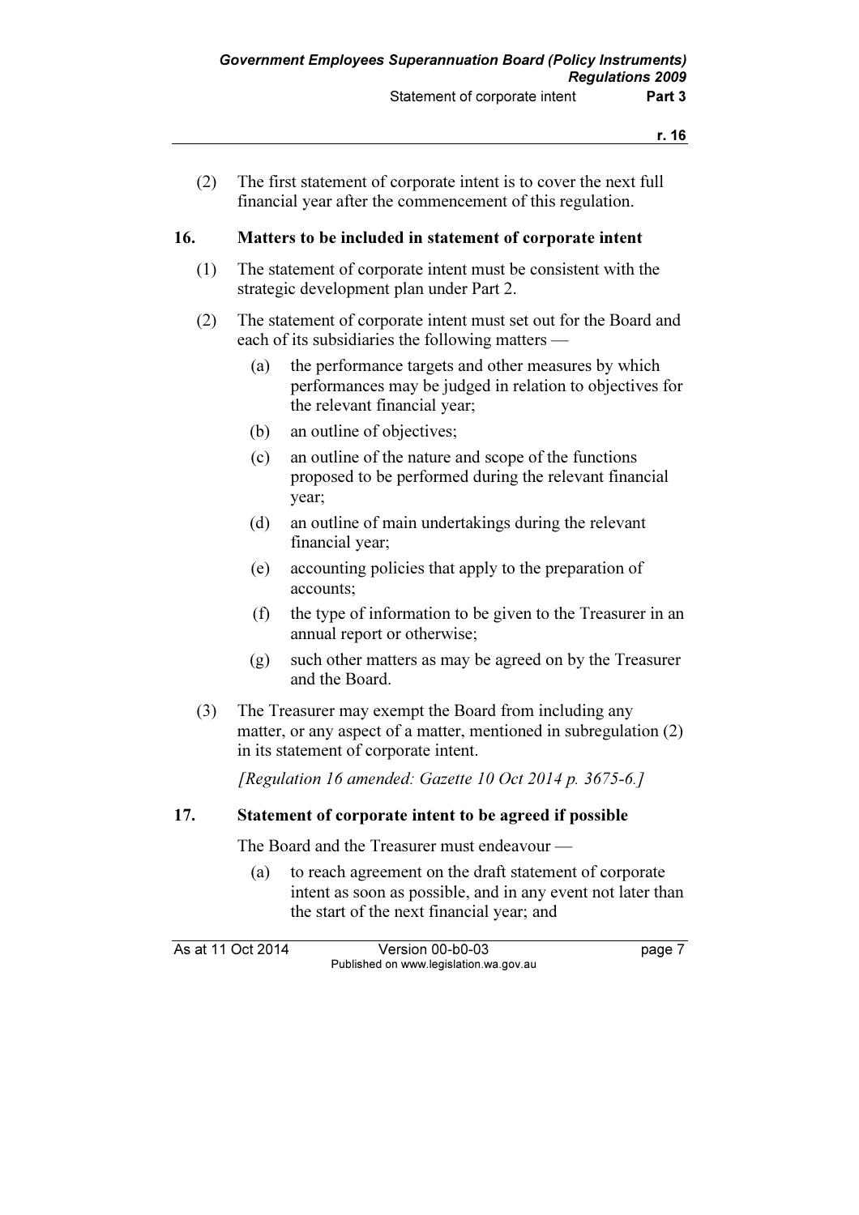(2) The first statement of corporate intent is to cover the next full financial year after the commencement of this regulation.

### 16. Matters to be included in statement of corporate intent

(1) The statement of corporate intent must be consistent with the strategic development plan under Part 2.

(2) The statement of corporate intent must set out for the Board and each of its subsidiaries the following matters —

- (a) the performance targets and other measures by which performances may be judged in relation to objectives for the relevant financial year;
- (b) an outline of objectives;
- (c) an outline of the nature and scope of the functions proposed to be performed during the relevant financial year;
- (d) an outline of main undertakings during the relevant financial year;
- (e) accounting policies that apply to the preparation of accounts;
- (f) the type of information to be given to the Treasurer in an annual report or otherwise;
- (g) such other matters as may be agreed on by the Treasurer and the Board.

(3) The Treasurer may exempt the Board from including any matter, or any aspect of a matter, mentioned in subregulation (2) in its statement of corporate intent.

*[Regulation 16 amended: Gazette 10 Oct 2014 p. 3675-6.]*

### 17. Statement of corporate intent to be agreed if possible

The Board and the Treasurer must endeavour —

- (a) to reach agreement on the draft statement of corporate intent as soon as possible, and in any event not later than the start of the next financial year; and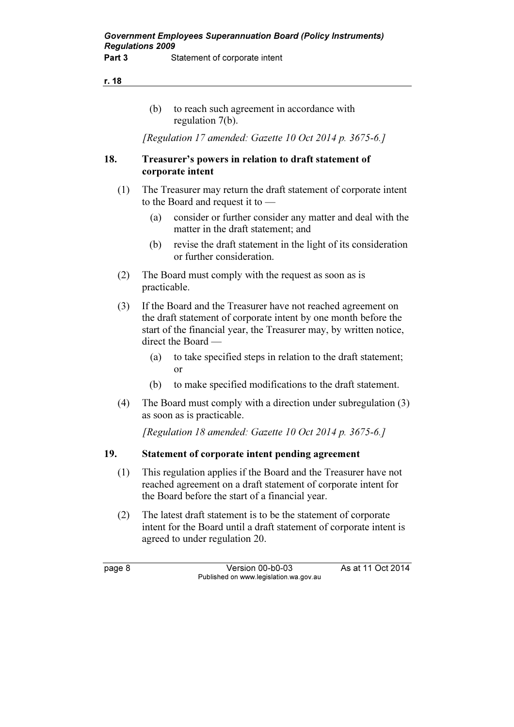(b) to reach such agreement in accordance with regulation 7(b).

*[Regulation 17 amended: Gazette 10 Oct 2014 p. 3675-6.]*

**18. Treasurer's powers in relation to draft statement of corporate intent**

(1) The Treasurer may return the draft statement of corporate intent to the Board and request it to —

(a) consider or further consider any matter and deal with the matter in the draft statement; and

(b) revise the draft statement in the light of its consideration or further consideration.

(2) The Board must comply with the request as soon as is practicable.

(3) If the Board and the Treasurer have not reached agreement on the draft statement of corporate intent by one month before the start of the financial year, the Treasurer may, by written notice, direct the Board —

(a) to take specified steps in relation to the draft statement; or

(b) to make specified modifications to the draft statement.

(4) The Board must comply with a direction under subregulation (3) as soon as is practicable.

*[Regulation 18 amended: Gazette 10 Oct 2014 p. 3675-6.]*

**19. Statement of corporate intent pending agreement**

(1) This regulation applies if the Board and the Treasurer have not reached agreement on a draft statement of corporate intent for the Board before the start of a financial year.

(2) The latest draft statement is to be the statement of corporate intent for the Board until a draft statement of corporate intent is agreed to under regulation 20.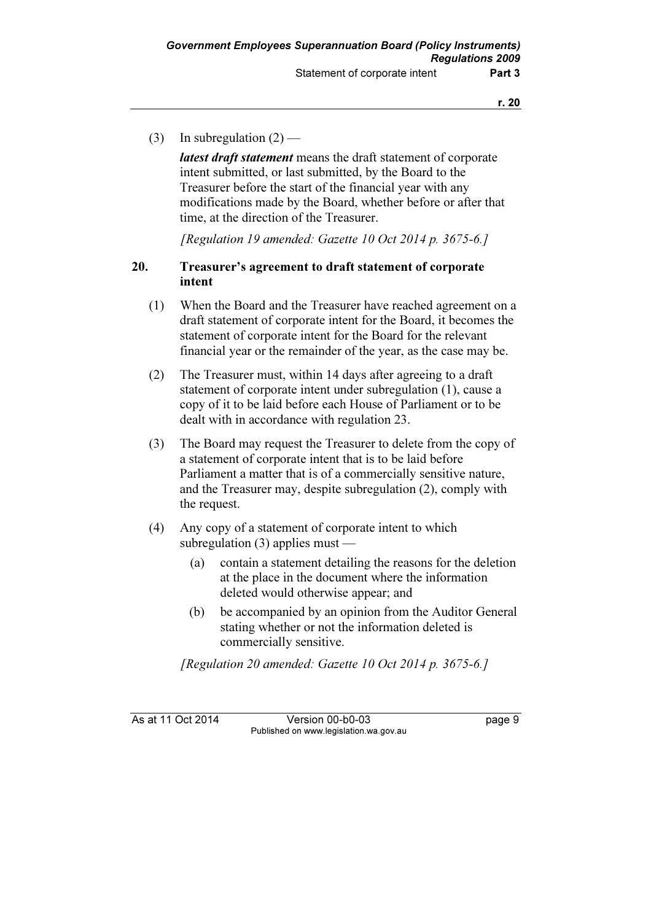(3) In subregulation (2) —

***latest draft statement*** means the draft statement of corporate intent submitted, or last submitted, by the Board to the Treasurer before the start of the financial year with any modifications made by the Board, whether before or after that time, at the direction of the Treasurer.

*[Regulation 19 amended: Gazette 10 Oct 2014 p. 3675-6.]*

## 20. Treasurer's agreement to draft statement of corporate intent

(1) When the Board and the Treasurer have reached agreement on a draft statement of corporate intent for the Board, it becomes the statement of corporate intent for the Board for the relevant financial year or the remainder of the year, as the case may be.

(2) The Treasurer must, within 14 days after agreeing to a draft statement of corporate intent under subregulation (1), cause a copy of it to be laid before each House of Parliament or to be dealt with in accordance with regulation 23.

(3) The Board may request the Treasurer to delete from the copy of a statement of corporate intent that is to be laid before Parliament a matter that is of a commercially sensitive nature, and the Treasurer may, despite subregulation (2), comply with the request.

(4) Any copy of a statement of corporate intent to which subregulation (3) applies must —

- (a) contain a statement detailing the reasons for the deletion at the place in the document where the information deleted would otherwise appear; and
- (b) be accompanied by an opinion from the Auditor General stating whether or not the information deleted is commercially sensitive.

*[Regulation 20 amended: Gazette 10 Oct 2014 p. 3675-6.]*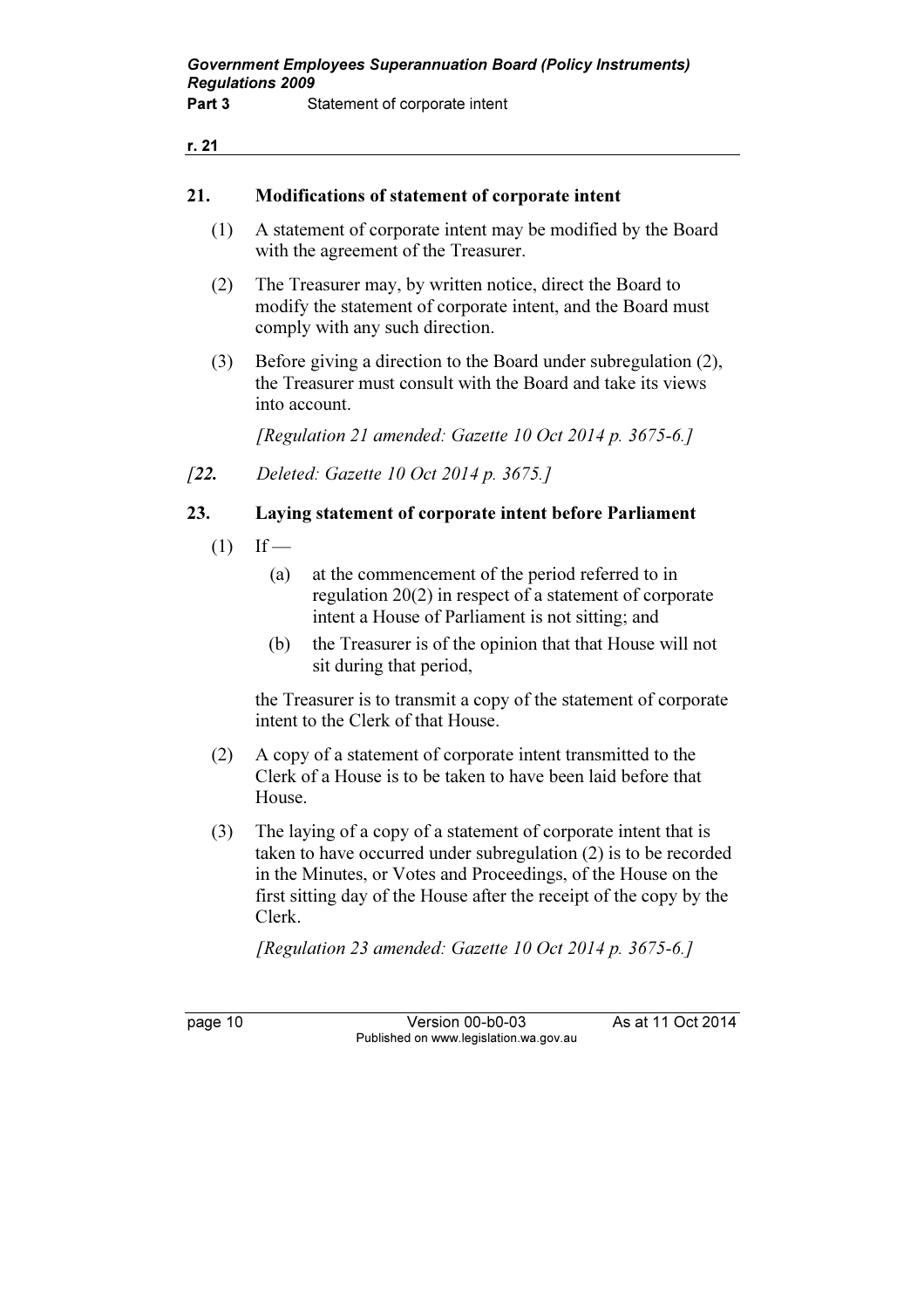**21. Modifications of statement of corporate intent**

(1) A statement of corporate intent may be modified by the Board with the agreement of the Treasurer.

(2) The Treasurer may, by written notice, direct the Board to modify the statement of corporate intent, and the Board must comply with any such direction.

(3) Before giving a direction to the Board under subregulation (2), the Treasurer must consult with the Board and take its views into account.

*[Regulation 21 amended: Gazette 10 Oct 2014 p. 3675-6.]*

*[**22.** Deleted: Gazette 10 Oct 2014 p. 3675.]*

**23. Laying statement of corporate intent before Parliament**

(1) If —

(a) at the commencement of the period referred to in regulation 20(2) in respect of a statement of corporate intent a House of Parliament is not sitting; and

(b) the Treasurer is of the opinion that that House will not sit during that period,

the Treasurer is to transmit a copy of the statement of corporate intent to the Clerk of that House.

(2) A copy of a statement of corporate intent transmitted to the Clerk of a House is to be taken to have been laid before that House.

(3) The laying of a copy of a statement of corporate intent that is taken to have occurred under subregulation (2) is to be recorded in the Minutes, or Votes and Proceedings, of the House on the first sitting day of the House after the receipt of the copy by the Clerk.

*[Regulation 23 amended: Gazette 10 Oct 2014 p. 3675-6.]*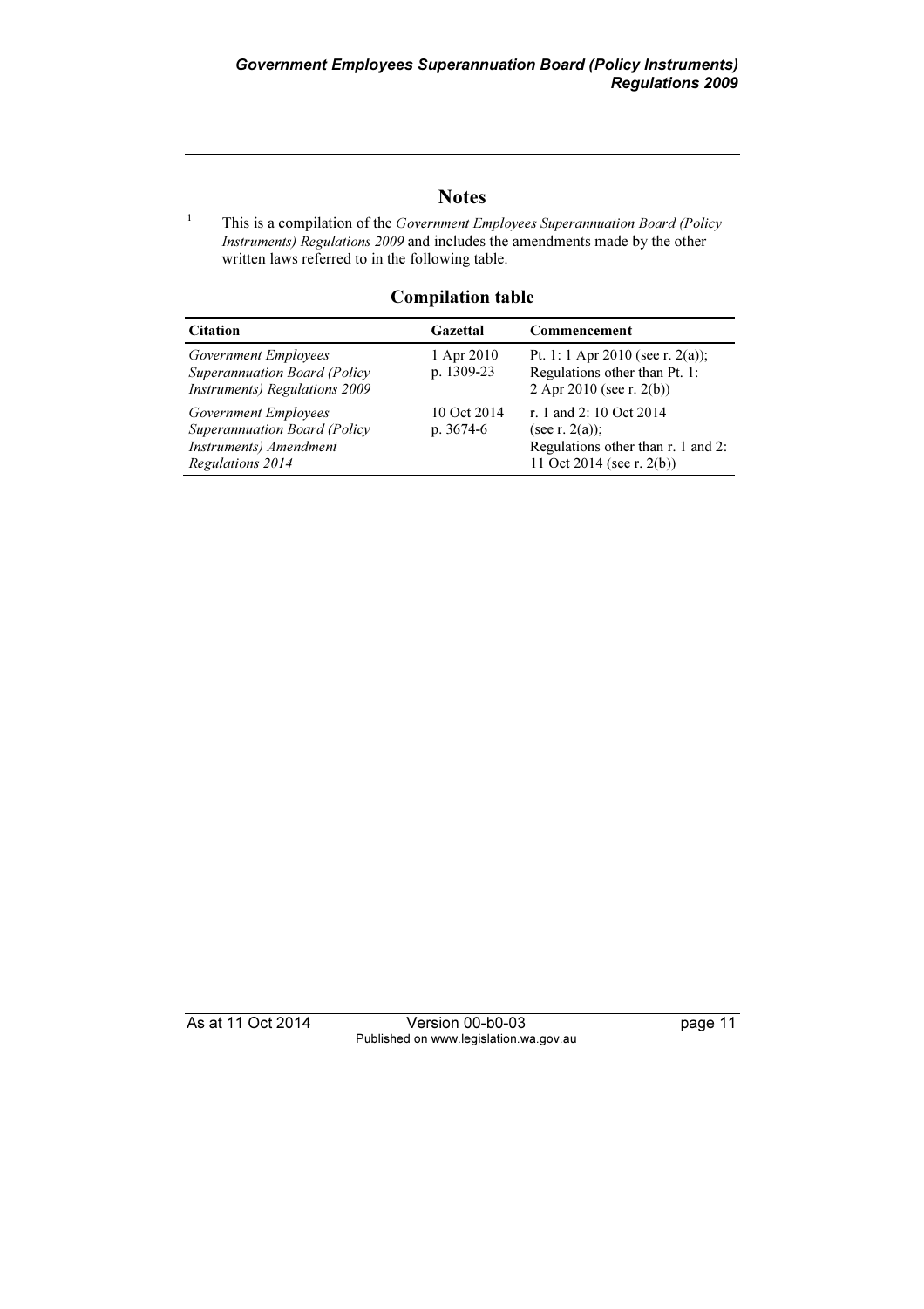## Notes

[1] This is a compilation of the *Government Employees Superannuation Board (Policy Instruments) Regulations 2009* and includes the amendments made by the other written laws referred to in the following table.

### Compilation table

| Citation | Gazettal | Commencement |
|---|---|---|
| *Government Employees Superannuation Board (Policy Instruments) Regulations 2009* | 1 Apr 2010 p. 1309-23 | Pt. 1: 1 Apr 2010 (see r. 2(a)); Regulations other than Pt. 1: 2 Apr 2010 (see r. 2(b)) |
| *Government Employees Superannuation Board (Policy Instruments) Amendment Regulations 2014* | 10 Oct 2014 p. 3674-6 | r. 1 and 2: 10 Oct 2014 (see r. 2(a)); Regulations other than r. 1 and 2: 11 Oct 2014 (see r. 2(b)) |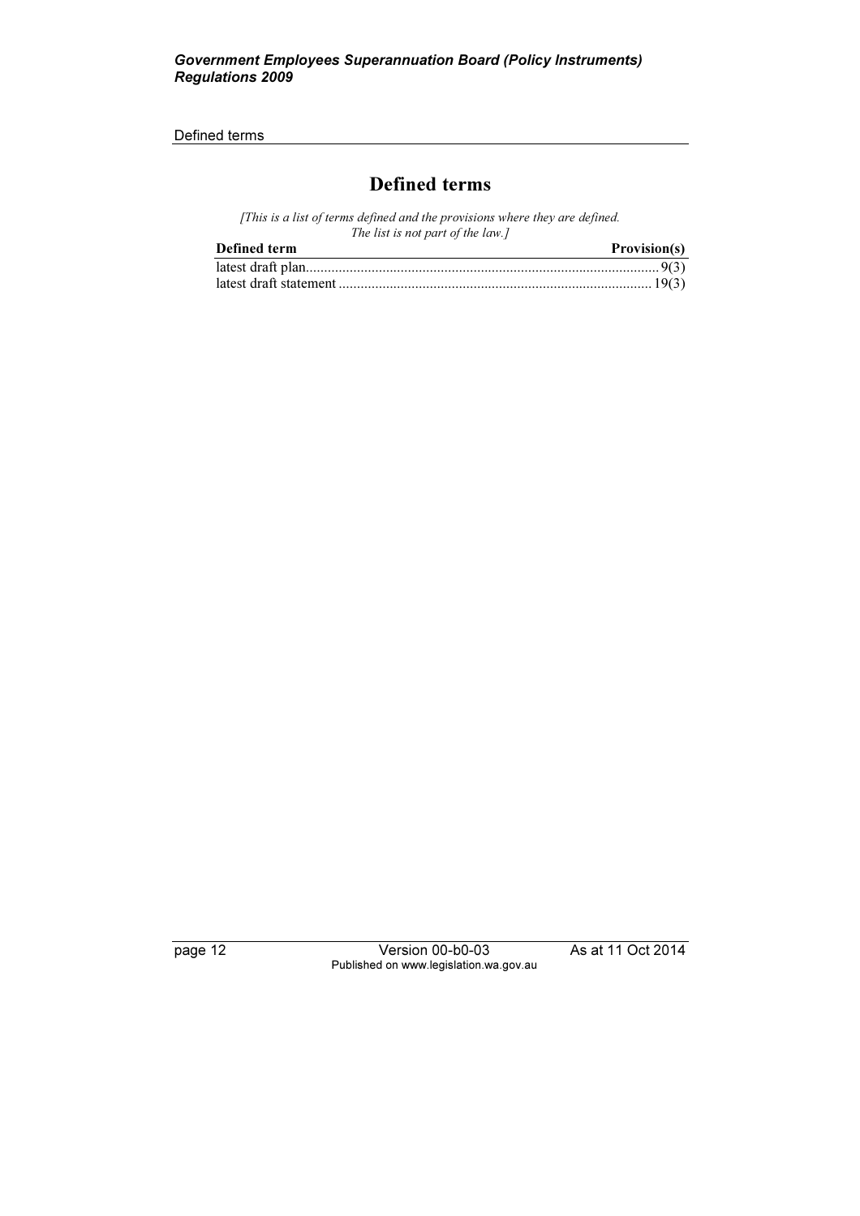# Defined terms

*[This is a list of terms defined and the provisions where they are defined. The list is not part of the law.]*

| Defined term | Provision(s) |
|---|---|
| latest draft plan | 9(3) |
| latest draft statement | 19(3) |